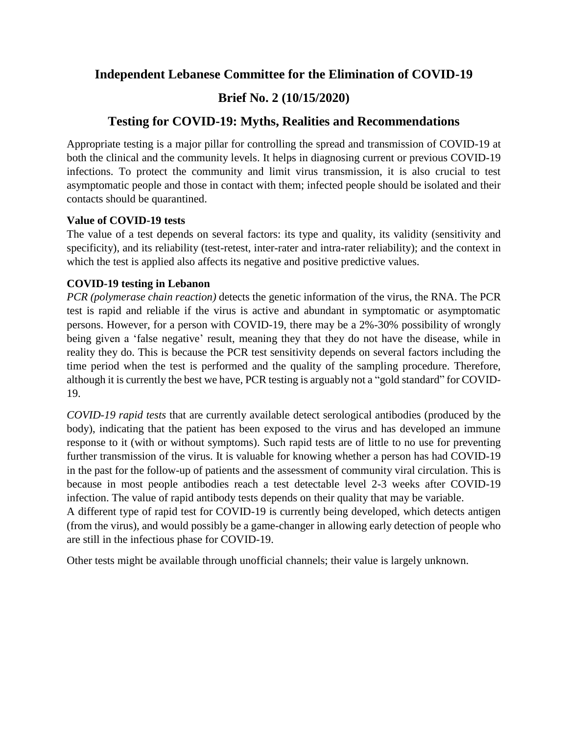# Independent Lebanese Committee for the Elimination of COVID-19

## Brief No. 2 (10/15/2020)

## Testing for COVID-19: Myths, Realities and Recommendations

Appropriate testing is a major pillar for controlling the spread and transmission of COVID-19 at both the clinical and the community levels. It helps in diagnosing current or previous COVID-19 infections. To protect the community and limit virus transmission, it is also crucial to test asymptomatic people and those in contact with them; infected people should be isolated and their contacts should be quarantined.

**Value of COVID-19 tests**

The value of a test depends on several factors: its type and quality, its validity (sensitivity and specificity), and its reliability (test-retest, inter-rater and intra-rater reliability); and the context in which the test is applied also affects its negative and positive predictive values.

**COVID-19 testing in Lebanon**

*PCR (polymerase chain reaction)* detects the genetic information of the virus, the RNA. The PCR test is rapid and reliable if the virus is active and abundant in symptomatic or asymptomatic persons. However, for a person with COVID-19, there may be a 2%-30% possibility of wrongly being given a 'false negative' result, meaning they that they do not have the disease, while in reality they do. This is because the PCR test sensitivity depends on several factors including the time period when the test is performed and the quality of the sampling procedure. Therefore, although it is currently the best we have, PCR testing is arguably not a "gold standard" for COVID-19.

*COVID-19 rapid tests* that are currently available detect serological antibodies (produced by the body), indicating that the patient has been exposed to the virus and has developed an immune response to it (with or without symptoms). Such rapid tests are of little to no use for preventing further transmission of the virus. It is valuable for knowing whether a person has had COVID-19 in the past for the follow-up of patients and the assessment of community viral circulation. This is because in most people antibodies reach a test detectable level 2-3 weeks after COVID-19 infection. The value of rapid antibody tests depends on their quality that may be variable.

A different type of rapid test for COVID-19 is currently being developed, which detects antigen (from the virus), and would possibly be a game-changer in allowing early detection of people who are still in the infectious phase for COVID-19.

Other tests might be available through unofficial channels; their value is largely unknown.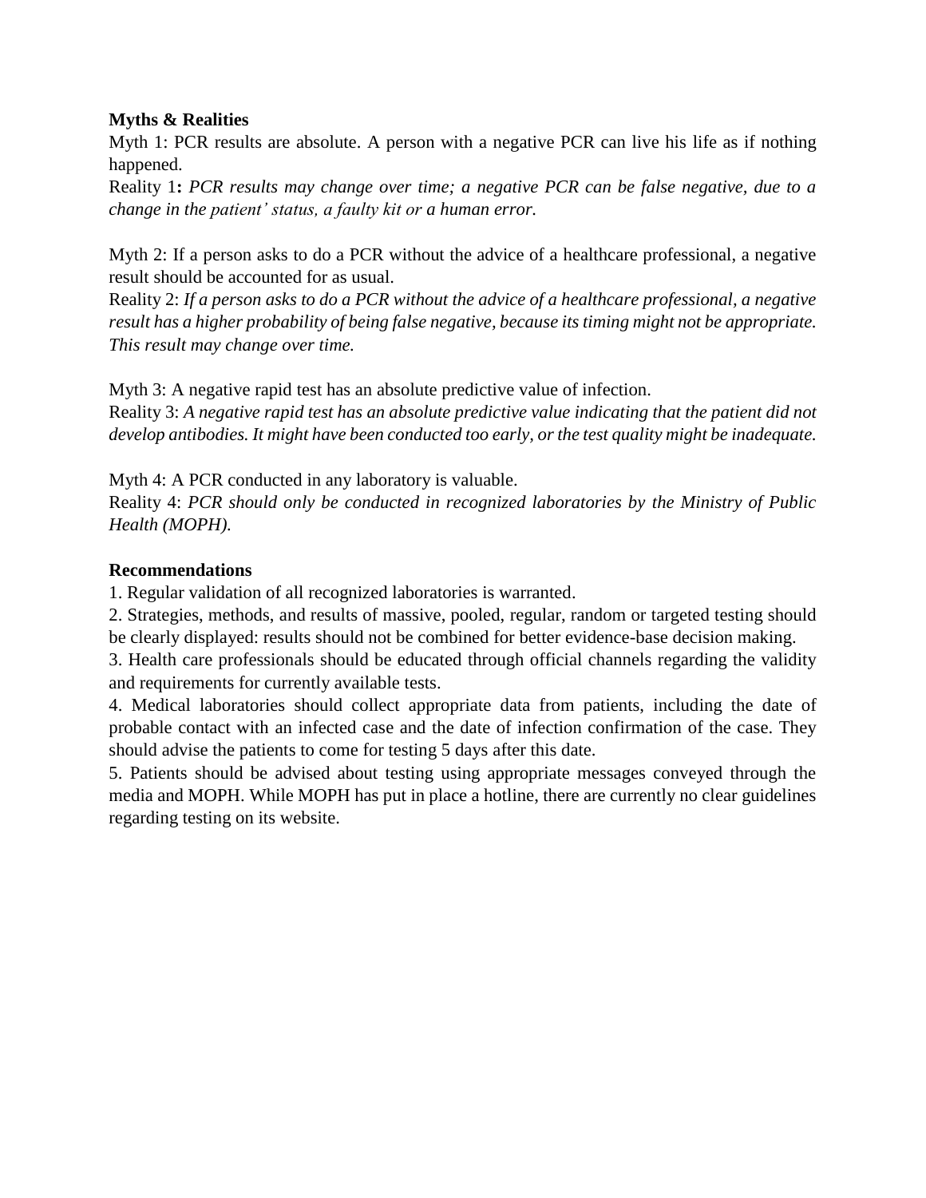**Myths & Realities**

Myth 1: PCR results are absolute. A person with a negative PCR can live his life as if nothing happened.

Reality 1**:** *PCR results may change over time; a negative PCR can be false negative, due to a change in the patient' status, a faulty kit or a human error.*

Myth 2: If a person asks to do a PCR without the advice of a healthcare professional, a negative result should be accounted for as usual.

Reality 2: *If a person asks to do a PCR without the advice of a healthcare professional, a negative result has a higher probability of being false negative, because its timing might not be appropriate. This result may change over time.*

Myth 3: A negative rapid test has an absolute predictive value of infection.

Reality 3: *A negative rapid test has an absolute predictive value indicating that the patient did not develop antibodies. It might have been conducted too early, or the test quality might be inadequate.*

Myth 4: A PCR conducted in any laboratory is valuable.

Reality 4: *PCR should only be conducted in recognized laboratories by the Ministry of Public Health (MOPH).*

**Recommendations**

1. Regular validation of all recognized laboratories is warranted.
2. Strategies, methods, and results of massive, pooled, regular, random or targeted testing should be clearly displayed: results should not be combined for better evidence-base decision making.
3. Health care professionals should be educated through official channels regarding the validity and requirements for currently available tests.
4. Medical laboratories should collect appropriate data from patients, including the date of probable contact with an infected case and the date of infection confirmation of the case. They should advise the patients to come for testing 5 days after this date.
5. Patients should be advised about testing using appropriate messages conveyed through the media and MOPH. While MOPH has put in place a hotline, there are currently no clear guidelines regarding testing on its website.